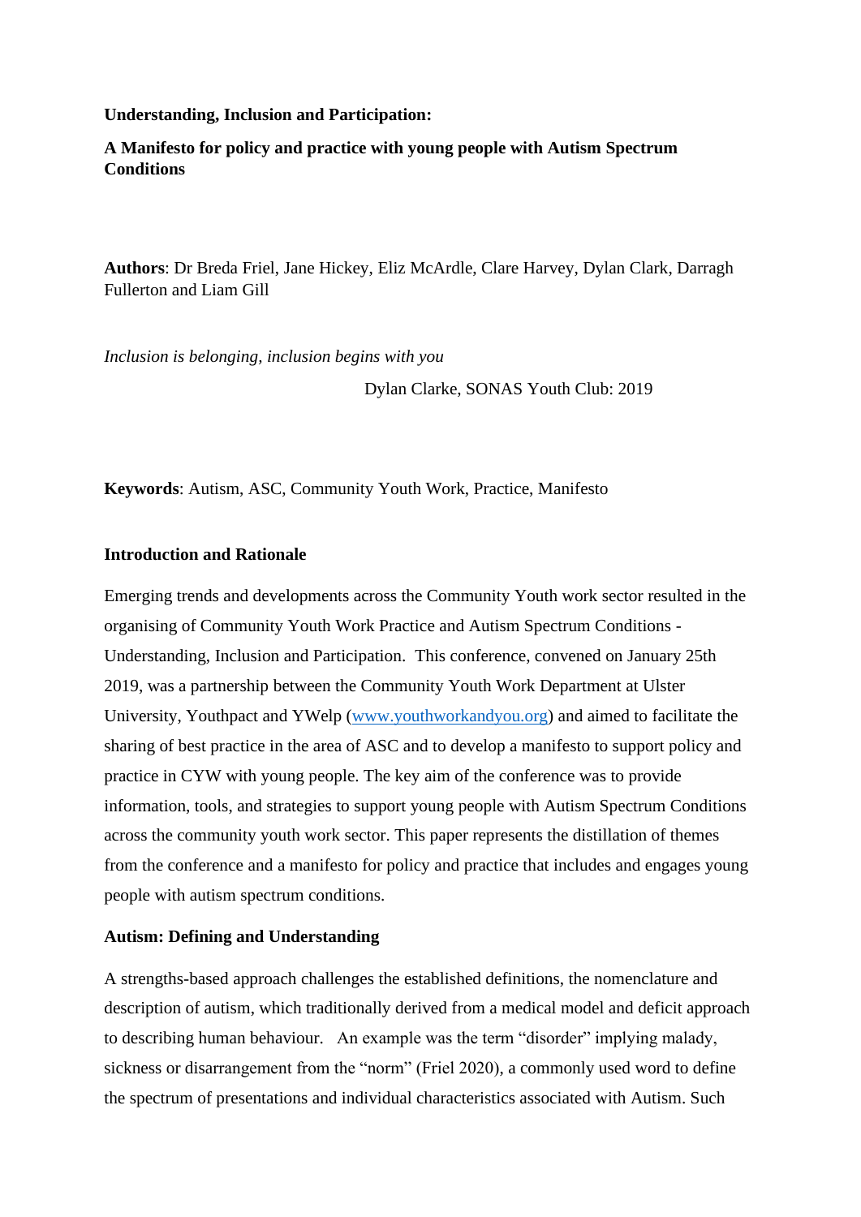**Understanding, Inclusion and Participation:**

**A Manifesto for policy and practice with young people with Autism Spectrum Conditions**

**Authors**: Dr Breda Friel, Jane Hickey, Eliz McArdle, Clare Harvey, Dylan Clark, Darragh Fullerton and Liam Gill

*Inclusion is belonging, inclusion begins with you*

Dylan Clarke, SONAS Youth Club: 2019

**Keywords**: Autism, ASC, Community Youth Work, Practice, Manifesto

**Introduction and Rationale**

Emerging trends and developments across the Community Youth work sector resulted in the organising of Community Youth Work Practice and Autism Spectrum Conditions - Understanding, Inclusion and Participation. This conference, convened on January 25th 2019, was a partnership between the Community Youth Work Department at Ulster University, Youthpact and YWelp (www.youthworkandyou.org) and aimed to facilitate the sharing of best practice in the area of ASC and to develop a manifesto to support policy and practice in CYW with young people. The key aim of the conference was to provide information, tools, and strategies to support young people with Autism Spectrum Conditions across the community youth work sector. This paper represents the distillation of themes from the conference and a manifesto for policy and practice that includes and engages young people with autism spectrum conditions.

**Autism: Defining and Understanding**

A strengths-based approach challenges the established definitions, the nomenclature and description of autism, which traditionally derived from a medical model and deficit approach to describing human behaviour. An example was the term "disorder" implying malady, sickness or disarrangement from the "norm" (Friel 2020), a commonly used word to define the spectrum of presentations and individual characteristics associated with Autism. Such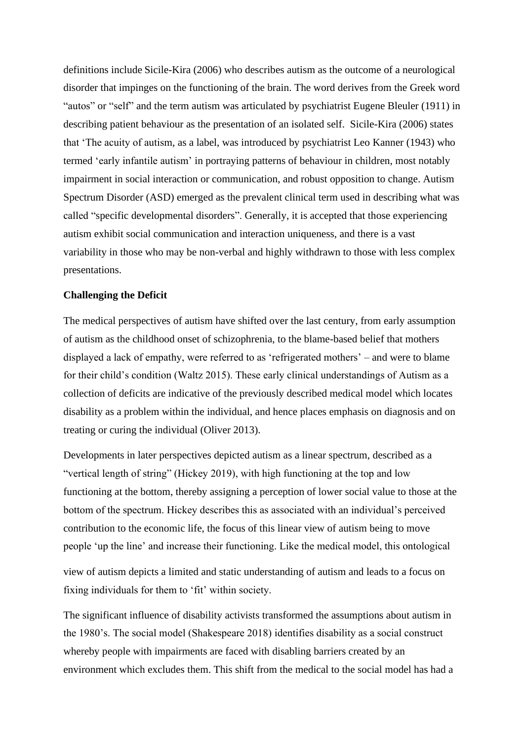definitions include Sicile-Kira (2006) who describes autism as the outcome of a neurological disorder that impinges on the functioning of the brain. The word derives from the Greek word "autos" or "self" and the term autism was articulated by psychiatrist Eugene Bleuler (1911) in describing patient behaviour as the presentation of an isolated self. Sicile-Kira (2006) states that 'The acuity of autism, as a label, was introduced by psychiatrist Leo Kanner (1943) who termed 'early infantile autism' in portraying patterns of behaviour in children, most notably impairment in social interaction or communication, and robust opposition to change. Autism Spectrum Disorder (ASD) emerged as the prevalent clinical term used in describing what was called "specific developmental disorders". Generally, it is accepted that those experiencing autism exhibit social communication and interaction uniqueness, and there is a vast variability in those who may be non-verbal and highly withdrawn to those with less complex presentations.

**Challenging the Deficit**

The medical perspectives of autism have shifted over the last century, from early assumption of autism as the childhood onset of schizophrenia, to the blame-based belief that mothers displayed a lack of empathy, were referred to as 'refrigerated mothers' – and were to blame for their child's condition (Waltz 2015). These early clinical understandings of Autism as a collection of deficits are indicative of the previously described medical model which locates disability as a problem within the individual, and hence places emphasis on diagnosis and on treating or curing the individual (Oliver 2013).

Developments in later perspectives depicted autism as a linear spectrum, described as a "vertical length of string" (Hickey 2019), with high functioning at the top and low functioning at the bottom, thereby assigning a perception of lower social value to those at the bottom of the spectrum. Hickey describes this as associated with an individual's perceived contribution to the economic life, the focus of this linear view of autism being to move people 'up the line' and increase their functioning. Like the medical model, this ontological view of autism depicts a limited and static understanding of autism and leads to a focus on fixing individuals for them to 'fit' within society.

The significant influence of disability activists transformed the assumptions about autism in the 1980's. The social model (Shakespeare 2018) identifies disability as a social construct whereby people with impairments are faced with disabling barriers created by an environment which excludes them. This shift from the medical to the social model has had a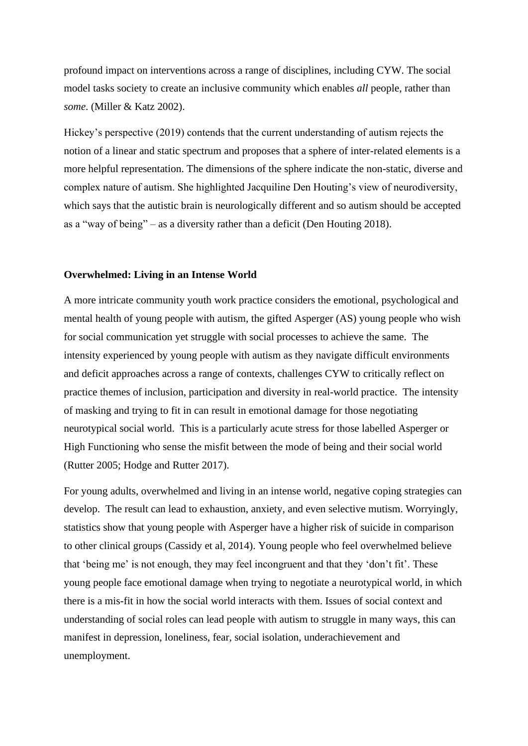profound impact on interventions across a range of disciplines, including CYW. The social model tasks society to create an inclusive community which enables *all* people, rather than *some*. (Miller & Katz 2002).

Hickey's perspective (2019) contends that the current understanding of autism rejects the notion of a linear and static spectrum and proposes that a sphere of inter-related elements is a more helpful representation. The dimensions of the sphere indicate the non-static, diverse and complex nature of autism. She highlighted Jacquiline Den Houting's view of neurodiversity, which says that the autistic brain is neurologically different and so autism should be accepted as a "way of being" – as a diversity rather than a deficit (Den Houting 2018).

**Overwhelmed: Living in an Intense World**

A more intricate community youth work practice considers the emotional, psychological and mental health of young people with autism, the gifted Asperger (AS) young people who wish for social communication yet struggle with social processes to achieve the same. The intensity experienced by young people with autism as they navigate difficult environments and deficit approaches across a range of contexts, challenges CYW to critically reflect on practice themes of inclusion, participation and diversity in real-world practice. The intensity of masking and trying to fit in can result in emotional damage for those negotiating neurotypical social world. This is a particularly acute stress for those labelled Asperger or High Functioning who sense the misfit between the mode of being and their social world (Rutter 2005; Hodge and Rutter 2017).

For young adults, overwhelmed and living in an intense world, negative coping strategies can develop. The result can lead to exhaustion, anxiety, and even selective mutism. Worryingly, statistics show that young people with Asperger have a higher risk of suicide in comparison to other clinical groups (Cassidy et al, 2014). Young people who feel overwhelmed believe that 'being me' is not enough, they may feel incongruent and that they 'don't fit'. These young people face emotional damage when trying to negotiate a neurotypical world, in which there is a mis-fit in how the social world interacts with them. Issues of social context and understanding of social roles can lead people with autism to struggle in many ways, this can manifest in depression, loneliness, fear, social isolation, underachievement and unemployment.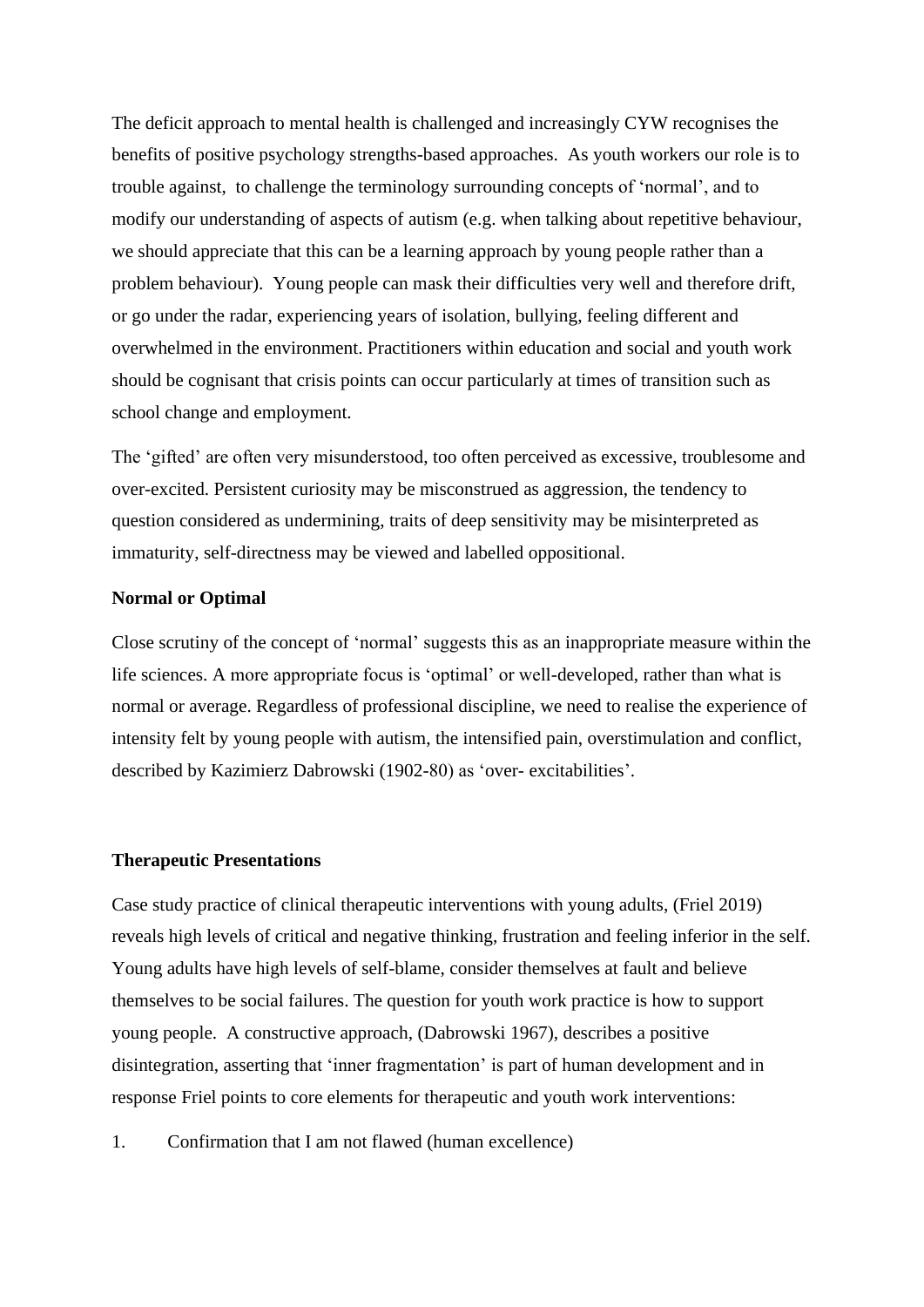The deficit approach to mental health is challenged and increasingly CYW recognises the benefits of positive psychology strengths-based approaches. As youth workers our role is to trouble against, to challenge the terminology surrounding concepts of 'normal', and to modify our understanding of aspects of autism (e.g. when talking about repetitive behaviour, we should appreciate that this can be a learning approach by young people rather than a problem behaviour). Young people can mask their difficulties very well and therefore drift, or go under the radar, experiencing years of isolation, bullying, feeling different and overwhelmed in the environment. Practitioners within education and social and youth work should be cognisant that crisis points can occur particularly at times of transition such as school change and employment.

The 'gifted' are often very misunderstood, too often perceived as excessive, troublesome and over-excited. Persistent curiosity may be misconstrued as aggression, the tendency to question considered as undermining, traits of deep sensitivity may be misinterpreted as immaturity, self-directness may be viewed and labelled oppositional.

**Normal or Optimal**

Close scrutiny of the concept of 'normal' suggests this as an inappropriate measure within the life sciences. A more appropriate focus is 'optimal' or well-developed, rather than what is normal or average. Regardless of professional discipline, we need to realise the experience of intensity felt by young people with autism, the intensified pain, overstimulation and conflict, described by Kazimierz Dabrowski (1902-80) as 'over- excitabilities'.

**Therapeutic Presentations**

Case study practice of clinical therapeutic interventions with young adults, (Friel 2019) reveals high levels of critical and negative thinking, frustration and feeling inferior in the self. Young adults have high levels of self-blame, consider themselves at fault and believe themselves to be social failures. The question for youth work practice is how to support young people. A constructive approach, (Dabrowski 1967), describes a positive disintegration, asserting that 'inner fragmentation' is part of human development and in response Friel points to core elements for therapeutic and youth work interventions:

1. Confirmation that I am not flawed (human excellence)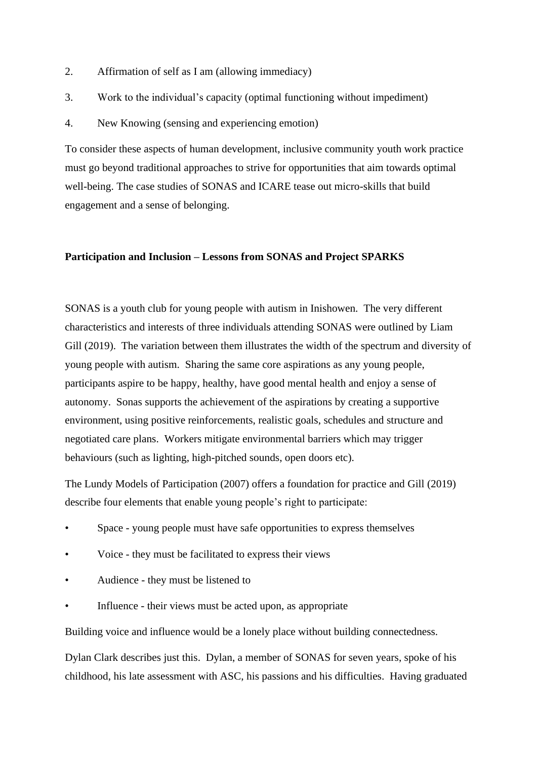2. Affirmation of self as I am (allowing immediacy)
3. Work to the individual's capacity (optimal functioning without impediment)
4. New Knowing (sensing and experiencing emotion)

To consider these aspects of human development, inclusive community youth work practice must go beyond traditional approaches to strive for opportunities that aim towards optimal well-being. The case studies of SONAS and ICARE tease out micro-skills that build engagement and a sense of belonging.

**Participation and Inclusion – Lessons from SONAS and Project SPARKS**

SONAS is a youth club for young people with autism in Inishowen. The very different characteristics and interests of three individuals attending SONAS were outlined by Liam Gill (2019). The variation between them illustrates the width of the spectrum and diversity of young people with autism. Sharing the same core aspirations as any young people, participants aspire to be happy, healthy, have good mental health and enjoy a sense of autonomy. Sonas supports the achievement of the aspirations by creating a supportive environment, using positive reinforcements, realistic goals, schedules and structure and negotiated care plans. Workers mitigate environmental barriers which may trigger behaviours (such as lighting, high-pitched sounds, open doors etc).

The Lundy Models of Participation (2007) offers a foundation for practice and Gill (2019) describe four elements that enable young people's right to participate:

- Space - young people must have safe opportunities to express themselves
- Voice - they must be facilitated to express their views
- Audience - they must be listened to
- Influence - their views must be acted upon, as appropriate

Building voice and influence would be a lonely place without building connectedness.

Dylan Clark describes just this. Dylan, a member of SONAS for seven years, spoke of his childhood, his late assessment with ASC, his passions and his difficulties. Having graduated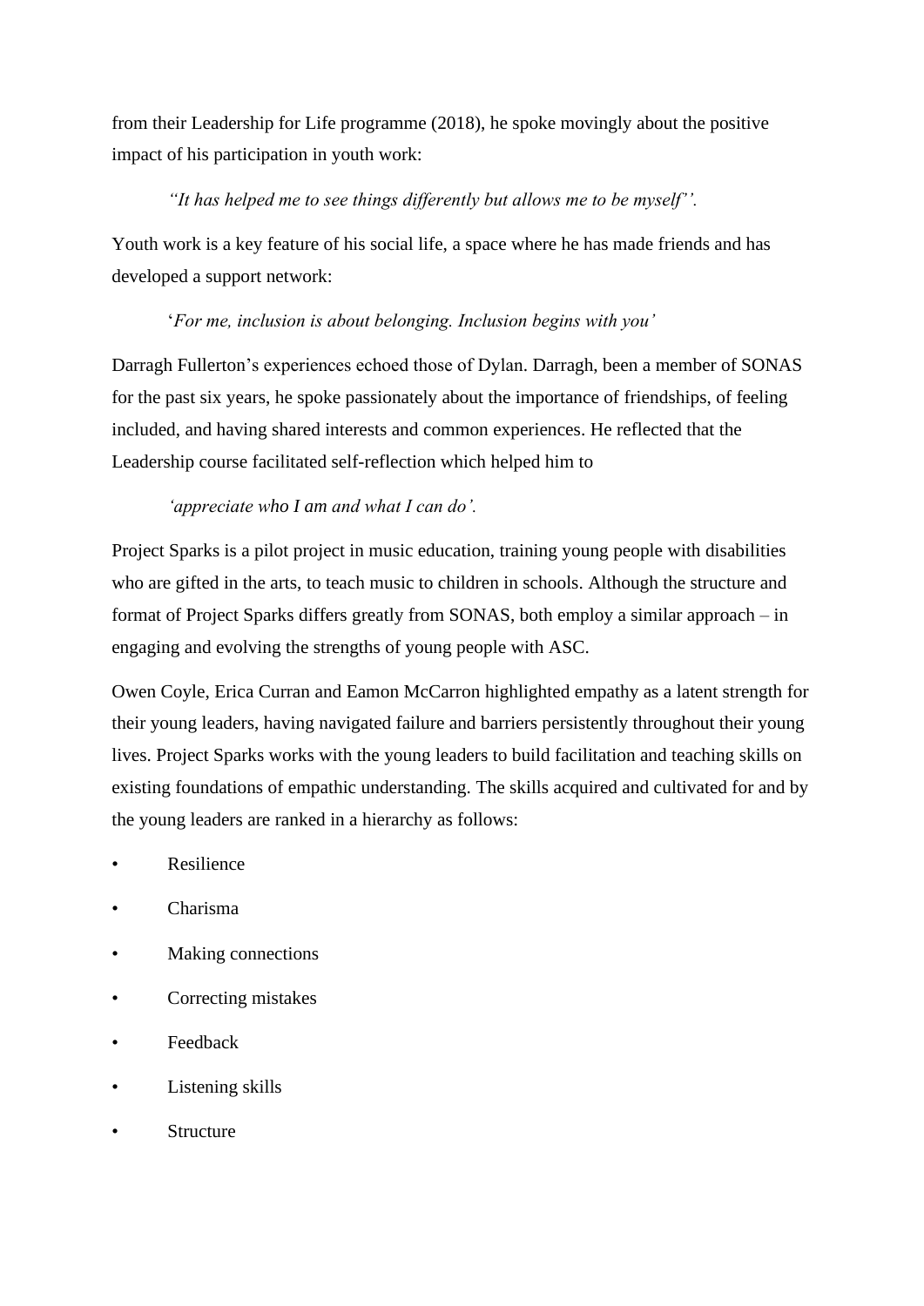from their Leadership for Life programme (2018), he spoke movingly about the positive impact of his participation in youth work:

> *"It has helped me to see things differently but allows me to be myself"*.

Youth work is a key feature of his social life, a space where he has made friends and has developed a support network:

> '*For me, inclusion is about belonging. Inclusion begins with you'*

Darragh Fullerton's experiences echoed those of Dylan. Darragh, been a member of SONAS for the past six years, he spoke passionately about the importance of friendships, of feeling included, and having shared interests and common experiences. He reflected that the Leadership course facilitated self-reflection which helped him to

> *'appreciate who I am and what I can do'.*

Project Sparks is a pilot project in music education, training young people with disabilities who are gifted in the arts, to teach music to children in schools. Although the structure and format of Project Sparks differs greatly from SONAS, both employ a similar approach – in engaging and evolving the strengths of young people with ASC.

Owen Coyle, Erica Curran and Eamon McCarron highlighted empathy as a latent strength for their young leaders, having navigated failure and barriers persistently throughout their young lives. Project Sparks works with the young leaders to build facilitation and teaching skills on existing foundations of empathic understanding. The skills acquired and cultivated for and by the young leaders are ranked in a hierarchy as follows:

- Resilience
- Charisma
- Making connections
- Correcting mistakes
- Feedback
- Listening skills
- Structure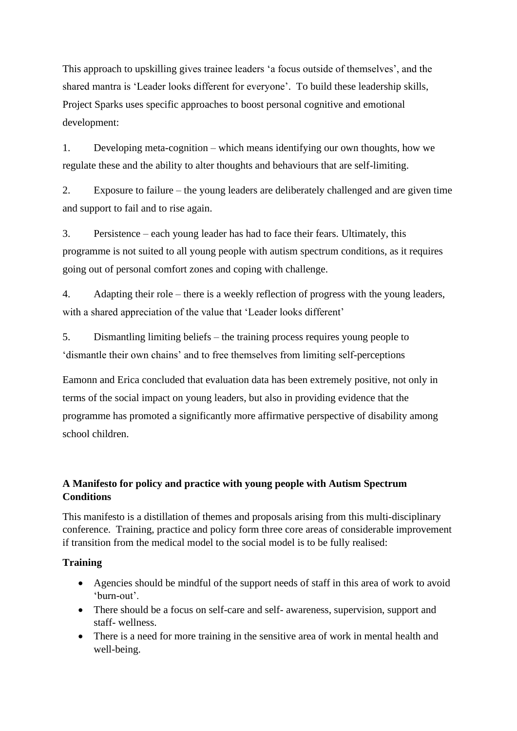This approach to upskilling gives trainee leaders 'a focus outside of themselves', and the shared mantra is 'Leader looks different for everyone'. To build these leadership skills, Project Sparks uses specific approaches to boost personal cognitive and emotional development:

1. Developing meta-cognition – which means identifying our own thoughts, how we regulate these and the ability to alter thoughts and behaviours that are self-limiting.

2. Exposure to failure – the young leaders are deliberately challenged and are given time and support to fail and to rise again.

3. Persistence – each young leader has had to face their fears. Ultimately, this programme is not suited to all young people with autism spectrum conditions, as it requires going out of personal comfort zones and coping with challenge.

4. Adapting their role – there is a weekly reflection of progress with the young leaders, with a shared appreciation of the value that 'Leader looks different'

5. Dismantling limiting beliefs – the training process requires young people to 'dismantle their own chains' and to free themselves from limiting self-perceptions

Eamonn and Erica concluded that evaluation data has been extremely positive, not only in terms of the social impact on young leaders, but also in providing evidence that the programme has promoted a significantly more affirmative perspective of disability among school children.

## A Manifesto for policy and practice with young people with Autism Spectrum Conditions

This manifesto is a distillation of themes and proposals arising from this multi-disciplinary conference. Training, practice and policy form three core areas of considerable improvement if transition from the medical model to the social model is to be fully realised:

### Training

- Agencies should be mindful of the support needs of staff in this area of work to avoid 'burn-out'.
- There should be a focus on self-care and self- awareness, supervision, support and staff- wellness.
- There is a need for more training in the sensitive area of work in mental health and well-being.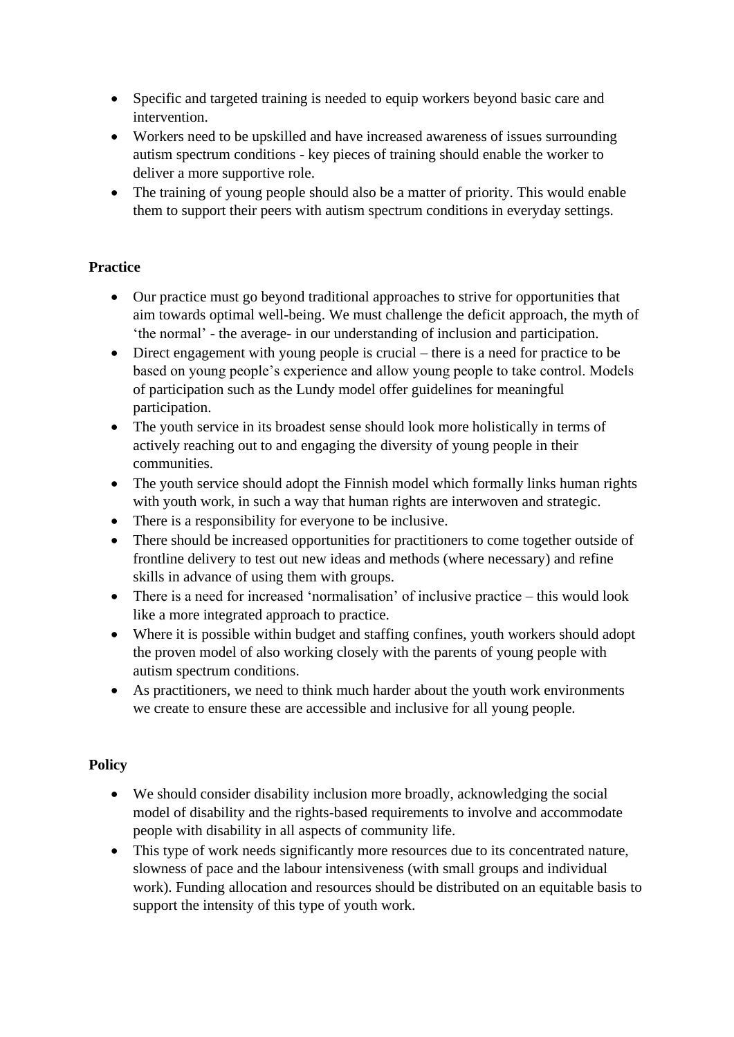- Specific and targeted training is needed to equip workers beyond basic care and intervention.
- Workers need to be upskilled and have increased awareness of issues surrounding autism spectrum conditions - key pieces of training should enable the worker to deliver a more supportive role.
- The training of young people should also be a matter of priority. This would enable them to support their peers with autism spectrum conditions in everyday settings.

**Practice**

- Our practice must go beyond traditional approaches to strive for opportunities that aim towards optimal well-being. We must challenge the deficit approach, the myth of 'the normal' - the average- in our understanding of inclusion and participation.
- Direct engagement with young people is crucial – there is a need for practice to be based on young people's experience and allow young people to take control. Models of participation such as the Lundy model offer guidelines for meaningful participation.
- The youth service in its broadest sense should look more holistically in terms of actively reaching out to and engaging the diversity of young people in their communities.
- The youth service should adopt the Finnish model which formally links human rights with youth work, in such a way that human rights are interwoven and strategic.
- There is a responsibility for everyone to be inclusive.
- There should be increased opportunities for practitioners to come together outside of frontline delivery to test out new ideas and methods (where necessary) and refine skills in advance of using them with groups.
- There is a need for increased 'normalisation' of inclusive practice – this would look like a more integrated approach to practice.
- Where it is possible within budget and staffing confines, youth workers should adopt the proven model of also working closely with the parents of young people with autism spectrum conditions.
- As practitioners, we need to think much harder about the youth work environments we create to ensure these are accessible and inclusive for all young people.

**Policy**

- We should consider disability inclusion more broadly, acknowledging the social model of disability and the rights-based requirements to involve and accommodate people with disability in all aspects of community life.
- This type of work needs significantly more resources due to its concentrated nature, slowness of pace and the labour intensiveness (with small groups and individual work). Funding allocation and resources should be distributed on an equitable basis to support the intensity of this type of youth work.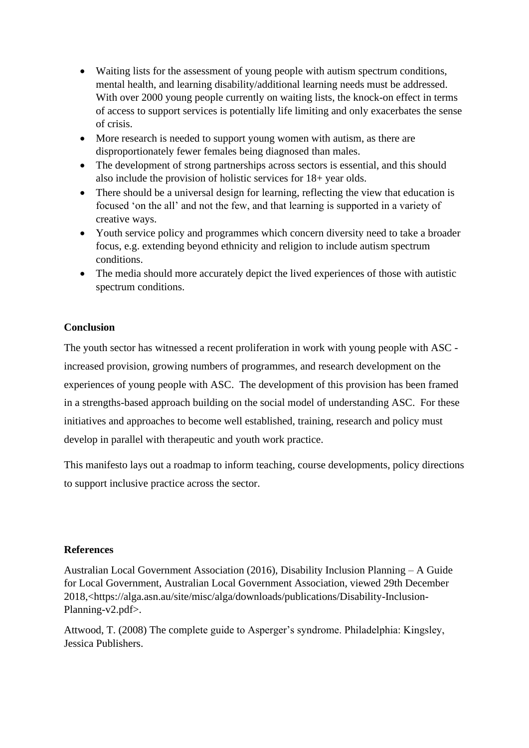- Waiting lists for the assessment of young people with autism spectrum conditions, mental health, and learning disability/additional learning needs must be addressed. With over 2000 young people currently on waiting lists, the knock-on effect in terms of access to support services is potentially life limiting and only exacerbates the sense of crisis.
- More research is needed to support young women with autism, as there are disproportionately fewer females being diagnosed than males.
- The development of strong partnerships across sectors is essential, and this should also include the provision of holistic services for 18+ year olds.
- There should be a universal design for learning, reflecting the view that education is focused 'on the all' and not the few, and that learning is supported in a variety of creative ways.
- Youth service policy and programmes which concern diversity need to take a broader focus, e.g. extending beyond ethnicity and religion to include autism spectrum conditions.
- The media should more accurately depict the lived experiences of those with autistic spectrum conditions.

**Conclusion**

The youth sector has witnessed a recent proliferation in work with young people with ASC - increased provision, growing numbers of programmes, and research development on the experiences of young people with ASC. The development of this provision has been framed in a strengths-based approach building on the social model of understanding ASC. For these initiatives and approaches to become well established, training, research and policy must develop in parallel with therapeutic and youth work practice.

This manifesto lays out a roadmap to inform teaching, course developments, policy directions to support inclusive practice across the sector.

**References**

Australian Local Government Association (2016), Disability Inclusion Planning – A Guide for Local Government, Australian Local Government Association, viewed 29th December 2018,<https://alga.asn.au/site/misc/alga/downloads/publications/Disability-Inclusion-Planning-v2.pdf>.

Attwood, T. (2008) The complete guide to Asperger's syndrome. Philadelphia: Kingsley, Jessica Publishers.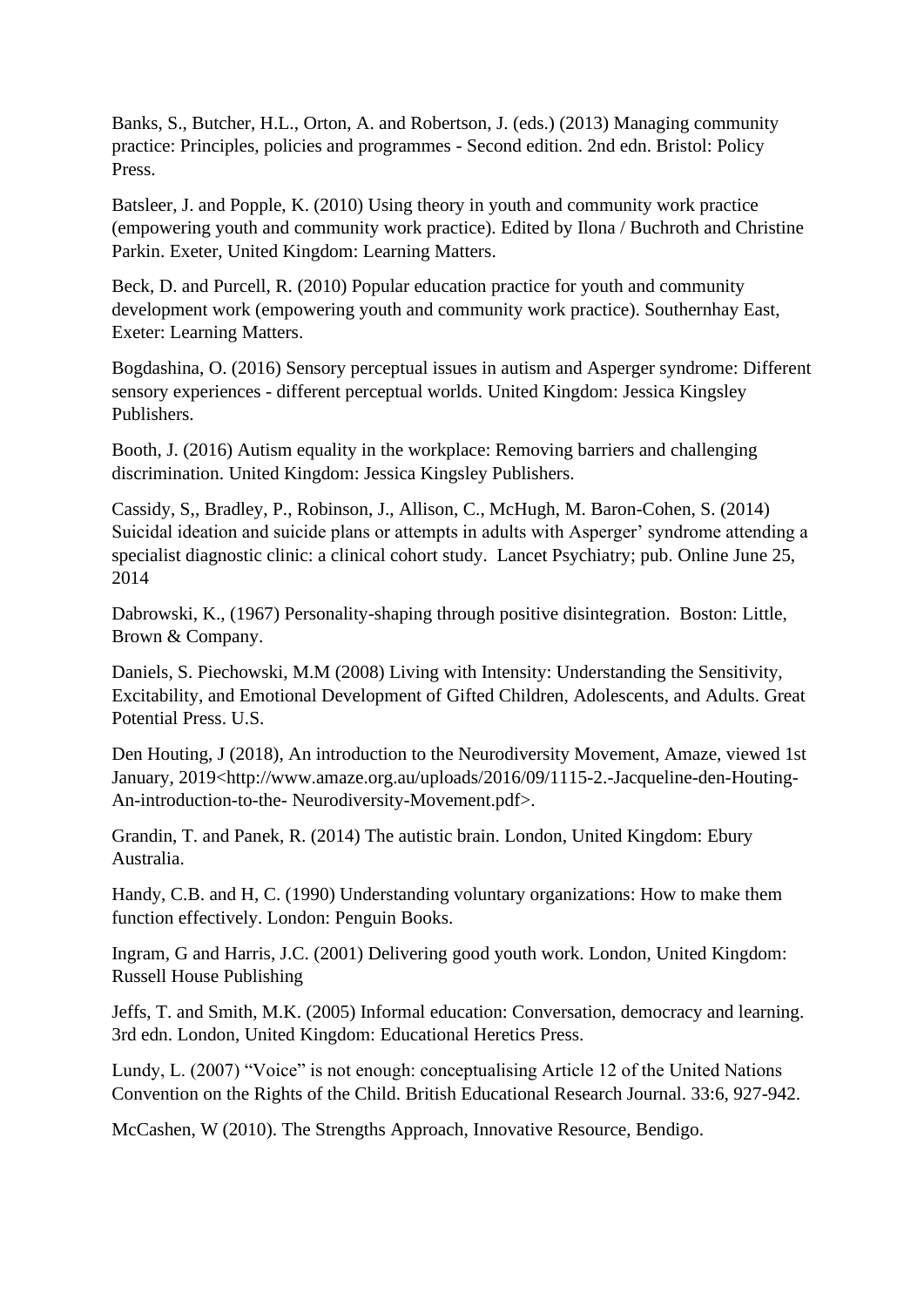Banks, S., Butcher, H.L., Orton, A. and Robertson, J. (eds.) (2013) Managing community practice: Principles, policies and programmes - Second edition. 2nd edn. Bristol: Policy Press.

Batsleer, J. and Popple, K. (2010) Using theory in youth and community work practice (empowering youth and community work practice). Edited by Ilona / Buchroth and Christine Parkin. Exeter, United Kingdom: Learning Matters.

Beck, D. and Purcell, R. (2010) Popular education practice for youth and community development work (empowering youth and community work practice). Southernhay East, Exeter: Learning Matters.

Bogdashina, O. (2016) Sensory perceptual issues in autism and Asperger syndrome: Different sensory experiences - different perceptual worlds. United Kingdom: Jessica Kingsley Publishers.

Booth, J. (2016) Autism equality in the workplace: Removing barriers and challenging discrimination. United Kingdom: Jessica Kingsley Publishers.

Cassidy, S,, Bradley, P., Robinson, J., Allison, C., McHugh, M. Baron-Cohen, S. (2014) Suicidal ideation and suicide plans or attempts in adults with Asperger' syndrome attending a specialist diagnostic clinic: a clinical cohort study. Lancet Psychiatry; pub. Online June 25, 2014

Dabrowski, K., (1967) Personality-shaping through positive disintegration. Boston: Little, Brown & Company.

Daniels, S. Piechowski, M.M (2008) Living with Intensity: Understanding the Sensitivity, Excitability, and Emotional Development of Gifted Children, Adolescents, and Adults. Great Potential Press. U.S.

Den Houting, J (2018), An introduction to the Neurodiversity Movement, Amaze, viewed 1st January, 2019<http://www.amaze.org.au/uploads/2016/09/1115-2.-Jacqueline-den-Houting-An-introduction-to-the- Neurodiversity-Movement.pdf>.

Grandin, T. and Panek, R. (2014) The autistic brain. London, United Kingdom: Ebury Australia.

Handy, C.B. and H, C. (1990) Understanding voluntary organizations: How to make them function effectively. London: Penguin Books.

Ingram, G and Harris, J.C. (2001) Delivering good youth work. London, United Kingdom: Russell House Publishing

Jeffs, T. and Smith, M.K. (2005) Informal education: Conversation, democracy and learning. 3rd edn. London, United Kingdom: Educational Heretics Press.

Lundy, L. (2007) "Voice" is not enough: conceptualising Article 12 of the United Nations Convention on the Rights of the Child. British Educational Research Journal. 33:6, 927-942.

McCashen, W (2010). The Strengths Approach, Innovative Resource, Bendigo.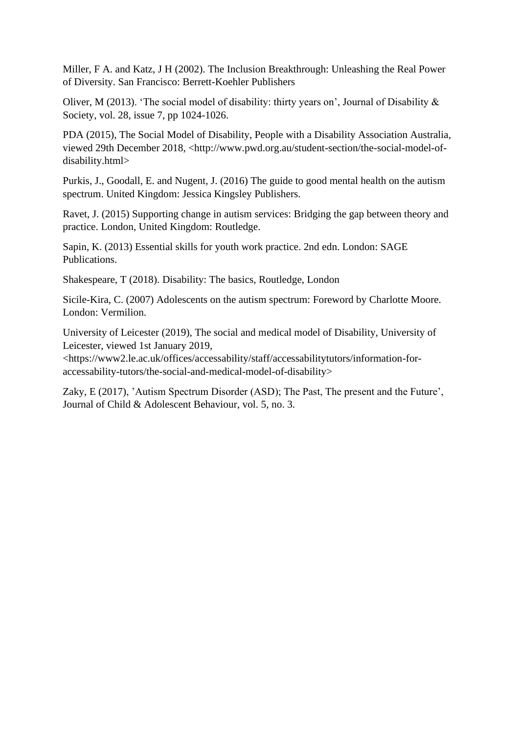Miller, F A. and Katz, J H (2002). The Inclusion Breakthrough: Unleashing the Real Power of Diversity. San Francisco: Berrett-Koehler Publishers

Oliver, M (2013). 'The social model of disability: thirty years on', Journal of Disability & Society, vol. 28, issue 7, pp 1024-1026.

PDA (2015), The Social Model of Disability, People with a Disability Association Australia, viewed 29th December 2018, <http://www.pwd.org.au/student-section/the-social-model-of-disability.html>

Purkis, J., Goodall, E. and Nugent, J. (2016) The guide to good mental health on the autism spectrum. United Kingdom: Jessica Kingsley Publishers.

Ravet, J. (2015) Supporting change in autism services: Bridging the gap between theory and practice. London, United Kingdom: Routledge.

Sapin, K. (2013) Essential skills for youth work practice. 2nd edn. London: SAGE Publications.

Shakespeare, T (2018). Disability: The basics, Routledge, London

Sicile-Kira, C. (2007) Adolescents on the autism spectrum: Foreword by Charlotte Moore. London: Vermilion.

University of Leicester (2019), The social and medical model of Disability, University of Leicester, viewed 1st January 2019, <https://www2.le.ac.uk/offices/accessability/staff/accessabilitytutors/information-for-accessability-tutors/the-social-and-medical-model-of-disability>

Zaky, E (2017), 'Autism Spectrum Disorder (ASD); The Past, The present and the Future', Journal of Child & Adolescent Behaviour, vol. 5, no. 3.